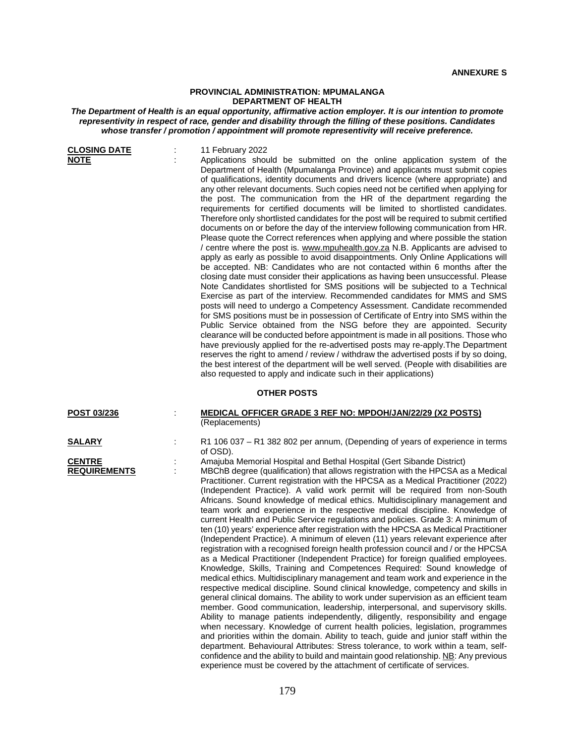**ANNEXURE S**

## PROVINCIAL ADMINISTRATION: MPUMALANGA
## DEPARTMENT OF HEALTH

***The Department of Health is an equal opportunity, affirmative action employer. It is our intention to promote representivity in respect of race, gender and disability through the filling of these positions. Candidates whose transfer / promotion / appointment will promote representivity will receive preference.***

**CLOSING DATE** : 11 February 2022

**NOTE** : Applications should be submitted on the online application system of the Department of Health (Mpumalanga Province) and applicants must submit copies of qualifications, identity documents and drivers licence (where appropriate) and any other relevant documents. Such copies need not be certified when applying for the post. The communication from the HR of the department regarding the requirements for certified documents will be limited to shortlisted candidates. Therefore only shortlisted candidates for the post will be required to submit certified documents on or before the day of the interview following communication from HR. Please quote the Correct references when applying and where possible the station / centre where the post is. www.mpuhealth.gov.za N.B. Applicants are advised to apply as early as possible to avoid disappointments. Only Online Applications will be accepted. NB: Candidates who are not contacted within 6 months after the closing date must consider their applications as having been unsuccessful. Please Note Candidates shortlisted for SMS positions will be subjected to a Technical Exercise as part of the interview. Recommended candidates for MMS and SMS posts will need to undergo a Competency Assessment. Candidate recommended for SMS positions must be in possession of Certificate of Entry into SMS within the Public Service obtained from the NSG before they are appointed. Security clearance will be conducted before appointment is made in all positions. Those who have previously applied for the re-advertised posts may re-apply.The Department reserves the right to amend / review / withdraw the advertised posts if by so doing, the best interest of the department will be well served. (People with disabilities are also requested to apply and indicate such in their applications)

### OTHER POSTS

**POST 03/236** : **MEDICAL OFFICER GRADE 3 REF NO: MPDOH/JAN/22/29 (X2 POSTS)**
(Replacements)

**SALARY** : R1 106 037 – R1 382 802 per annum, (Depending of years of experience in terms of OSD).

**CENTRE** : Amajuba Memorial Hospital and Bethal Hospital (Gert Sibande District)

**REQUIREMENTS** : MBChB degree (qualification) that allows registration with the HPCSA as a Medical Practitioner. Current registration with the HPCSA as a Medical Practitioner (2022) (Independent Practice). A valid work permit will be required from non-South Africans. Sound knowledge of medical ethics. Multidisciplinary management and team work and experience in the respective medical discipline. Knowledge of current Health and Public Service regulations and policies. Grade 3: A minimum of ten (10) years' experience after registration with the HPCSA as Medical Practitioner (Independent Practice). A minimum of eleven (11) years relevant experience after registration with a recognised foreign health profession council and / or the HPCSA as a Medical Practitioner (Independent Practice) for foreign qualified employees. Knowledge, Skills, Training and Competences Required: Sound knowledge of medical ethics. Multidisciplinary management and team work and experience in the respective medical discipline. Sound clinical knowledge, competency and skills in general clinical domains. The ability to work under supervision as an efficient team member. Good communication, leadership, interpersonal, and supervisory skills. Ability to manage patients independently, diligently, responsibility and engage when necessary. Knowledge of current health policies, legislation, programmes and priorities within the domain. Ability to teach, guide and junior staff within the department. Behavioural Attributes: Stress tolerance, to work within a team, self-confidence and the ability to build and maintain good relationship. NB: Any previous experience must be covered by the attachment of certificate of services.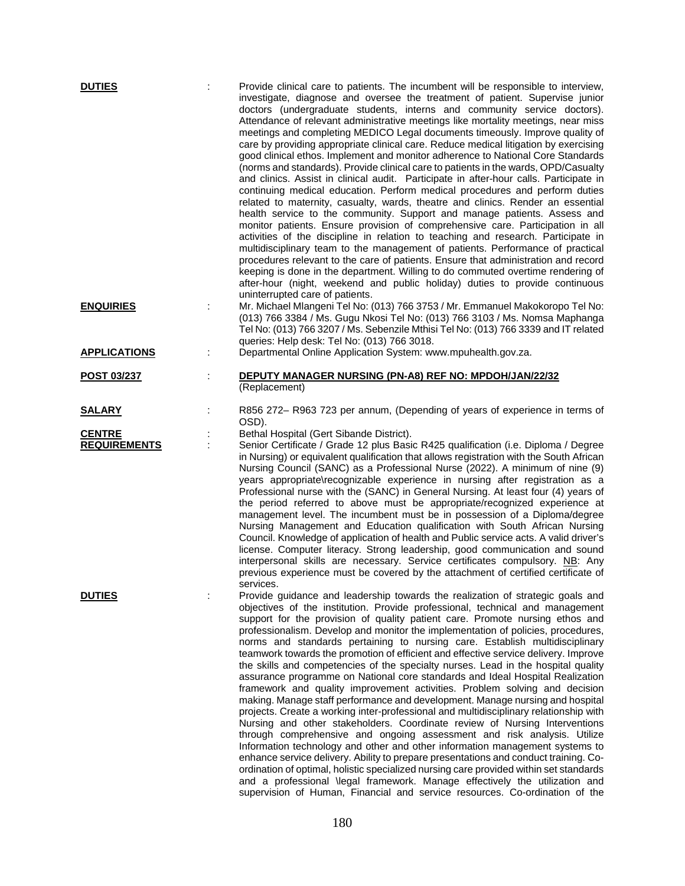**DUTIES** : Provide clinical care to patients. The incumbent will be responsible to interview, investigate, diagnose and oversee the treatment of patient. Supervise junior doctors (undergraduate students, interns and community service doctors). Attendance of relevant administrative meetings like mortality meetings, near miss meetings and completing MEDICO Legal documents timeously. Improve quality of care by providing appropriate clinical care. Reduce medical litigation by exercising good clinical ethos. Implement and monitor adherence to National Core Standards (norms and standards). Provide clinical care to patients in the wards, OPD/Casualty and clinics. Assist in clinical audit. Participate in after-hour calls. Participate in continuing medical education. Perform medical procedures and perform duties related to maternity, casualty, wards, theatre and clinics. Render an essential health service to the community. Support and manage patients. Assess and monitor patients. Ensure provision of comprehensive care. Participation in all activities of the discipline in relation to teaching and research. Participate in multidisciplinary team to the management of patients. Performance of practical procedures relevant to the care of patients. Ensure that administration and record keeping is done in the department. Willing to do commuted overtime rendering of after-hour (night, weekend and public holiday) duties to provide continuous uninterrupted care of patients.

**ENQUIRIES** : Mr. Michael Mlangeni Tel No: (013) 766 3753 / Mr. Emmanuel Makokoropo Tel No: (013) 766 3384 / Ms. Gugu Nkosi Tel No: (013) 766 3103 / Ms. Nomsa Maphanga Tel No: (013) 766 3207 / Ms. Sebenzile Mthisi Tel No: (013) 766 3339 and IT related queries: Help desk: Tel No: (013) 766 3018.

**APPLICATIONS** : Departmental Online Application System: www.mpuhealth.gov.za.

**POST 03/237** : **DEPUTY MANAGER NURSING (PN-A8) REF NO: MPDOH/JAN/22/32**
(Replacement)

**SALARY** : R856 272– R963 723 per annum, (Depending of years of experience in terms of OSD).

**CENTRE** : Bethal Hospital (Gert Sibande District).

**REQUIREMENTS** : Senior Certificate / Grade 12 plus Basic R425 qualification (i.e. Diploma / Degree in Nursing) or equivalent qualification that allows registration with the South African Nursing Council (SANC) as a Professional Nurse (2022). A minimum of nine (9) years appropriate\recognizable experience in nursing after registration as a Professional nurse with the (SANC) in General Nursing. At least four (4) years of the period referred to above must be appropriate/recognized experience at management level. The incumbent must be in possession of a Diploma/degree Nursing Management and Education qualification with South African Nursing Council. Knowledge of application of health and Public service acts. A valid driver's license. Computer literacy. Strong leadership, good communication and sound interpersonal skills are necessary. Service certificates compulsory. NB: Any previous experience must be covered by the attachment of certified certificate of services.

**DUTIES** : Provide guidance and leadership towards the realization of strategic goals and objectives of the institution. Provide professional, technical and management support for the provision of quality patient care. Promote nursing ethos and professionalism. Develop and monitor the implementation of policies, procedures, norms and standards pertaining to nursing care. Establish multidisciplinary teamwork towards the promotion of efficient and effective service delivery. Improve the skills and competencies of the specialty nurses. Lead in the hospital quality assurance programme on National core standards and Ideal Hospital Realization framework and quality improvement activities. Problem solving and decision making. Manage staff performance and development. Manage nursing and hospital projects. Create a working inter-professional and multidisciplinary relationship with Nursing and other stakeholders. Coordinate review of Nursing Interventions through comprehensive and ongoing assessment and risk analysis. Utilize Information technology and other and other information management systems to enhance service delivery. Ability to prepare presentations and conduct training. Co-ordination of optimal, holistic specialized nursing care provided within set standards and a professional \legal framework. Manage effectively the utilization and supervision of Human, Financial and service resources. Co-ordination of the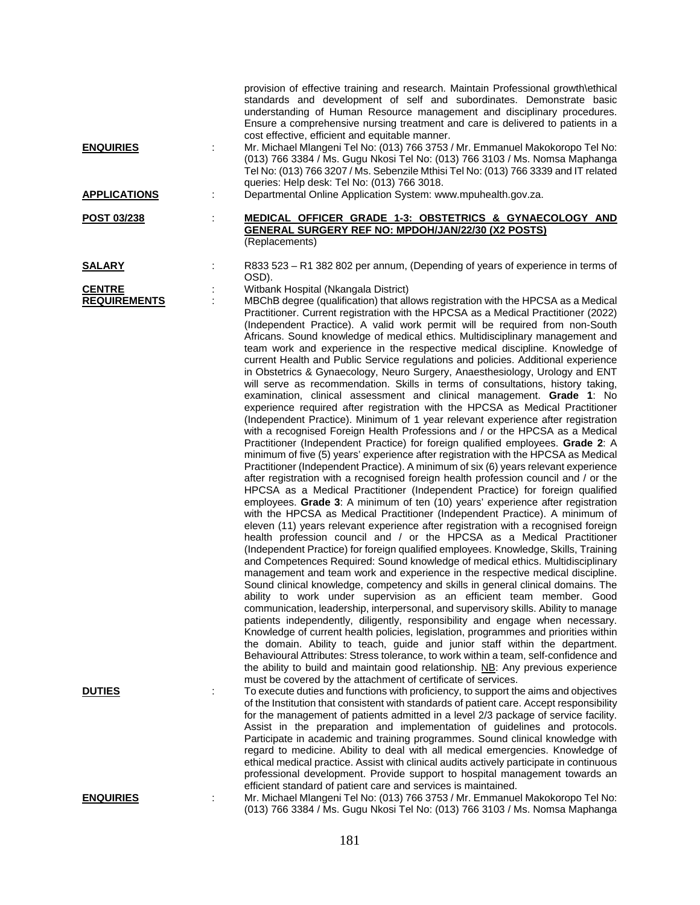provision of effective training and research. Maintain Professional growth\ethical standards and development of self and subordinates. Demonstrate basic understanding of Human Resource management and disciplinary procedures. Ensure a comprehensive nursing treatment and care is delivered to patients in a cost effective, efficient and equitable manner.

**ENQUIRIES** : Mr. Michael Mlangeni Tel No: (013) 766 3753 / Mr. Emmanuel Makokoropo Tel No: (013) 766 3384 / Ms. Gugu Nkosi Tel No: (013) 766 3103 / Ms. Nomsa Maphanga Tel No: (013) 766 3207 / Ms. Sebenzile Mthisi Tel No: (013) 766 3339 and IT related queries: Help desk: Tel No: (013) 766 3018.

**APPLICATIONS** : Departmental Online Application System: www.mpuhealth.gov.za.

**POST 03/238** : **MEDICAL OFFICER GRADE 1-3: OBSTETRICS & GYNAECOLOGY AND GENERAL SURGERY REF NO: MPDOH/JAN/22/30 (X2 POSTS)**
(Replacements)

**SALARY** : R833 523 – R1 382 802 per annum, (Depending of years of experience in terms of OSD).

**CENTRE** : Witbank Hospital (Nkangala District)

**REQUIREMENTS** : MBChB degree (qualification) that allows registration with the HPCSA as a Medical Practitioner. Current registration with the HPCSA as a Medical Practitioner (2022) (Independent Practice). A valid work permit will be required from non-South Africans. Sound knowledge of medical ethics. Multidisciplinary management and team work and experience in the respective medical discipline. Knowledge of current Health and Public Service regulations and policies. Additional experience in Obstetrics & Gynaecology, Neuro Surgery, Anaesthesiology, Urology and ENT will serve as recommendation. Skills in terms of consultations, history taking, examination, clinical assessment and clinical management. **Grade 1**: No experience required after registration with the HPCSA as Medical Practitioner (Independent Practice). Minimum of 1 year relevant experience after registration with a recognised Foreign Health Professions and / or the HPCSA as a Medical Practitioner (Independent Practice) for foreign qualified employees. **Grade 2**: A minimum of five (5) years' experience after registration with the HPCSA as Medical Practitioner (Independent Practice). A minimum of six (6) years relevant experience after registration with a recognised foreign health profession council and / or the HPCSA as a Medical Practitioner (Independent Practice) for foreign qualified employees. **Grade 3**: A minimum of ten (10) years' experience after registration with the HPCSA as Medical Practitioner (Independent Practice). A minimum of eleven (11) years relevant experience after registration with a recognised foreign health profession council and / or the HPCSA as a Medical Practitioner (Independent Practice) for foreign qualified employees. Knowledge, Skills, Training and Competences Required: Sound knowledge of medical ethics. Multidisciplinary management and team work and experience in the respective medical discipline. Sound clinical knowledge, competency and skills in general clinical domains. The ability to work under supervision as an efficient team member. Good communication, leadership, interpersonal, and supervisory skills. Ability to manage patients independently, diligently, responsibility and engage when necessary. Knowledge of current health policies, legislation, programmes and priorities within the domain. Ability to teach, guide and junior staff within the department. Behavioural Attributes: Stress tolerance, to work within a team, self-confidence and the ability to build and maintain good relationship. NB: Any previous experience must be covered by the attachment of certificate of services.

**DUTIES** : To execute duties and functions with proficiency, to support the aims and objectives of the Institution that consistent with standards of patient care. Accept responsibility for the management of patients admitted in a level 2/3 package of service facility. Assist in the preparation and implementation of guidelines and protocols. Participate in academic and training programmes. Sound clinical knowledge with regard to medicine. Ability to deal with all medical emergencies. Knowledge of ethical medical practice. Assist with clinical audits actively participate in continuous professional development. Provide support to hospital management towards an efficient standard of patient care and services is maintained.

**ENQUIRIES** : Mr. Michael Mlangeni Tel No: (013) 766 3753 / Mr. Emmanuel Makokoropo Tel No: (013) 766 3384 / Ms. Gugu Nkosi Tel No: (013) 766 3103 / Ms. Nomsa Maphanga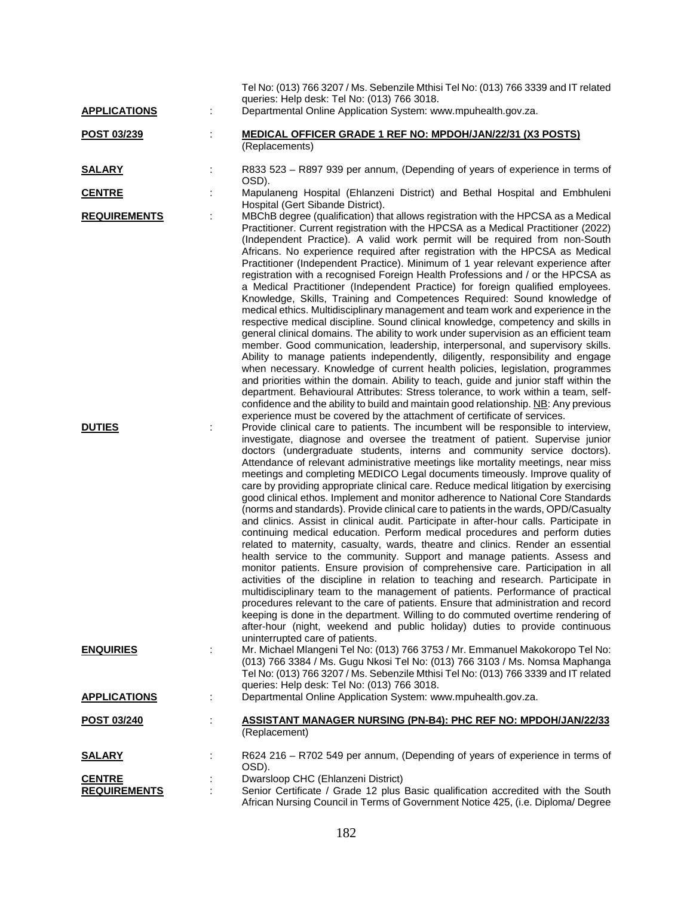Tel No: (013) 766 3207 / Ms. Sebenzile Mthisi Tel No: (013) 766 3339 and IT related queries: Help desk: Tel No: (013) 766 3018.

**APPLICATIONS** : Departmental Online Application System: www.mpuhealth.gov.za.

**POST 03/239** : **MEDICAL OFFICER GRADE 1 REF NO: MPDOH/JAN/22/31 (X3 POSTS)** (Replacements)

**SALARY** : R833 523 – R897 939 per annum, (Depending of years of experience in terms of OSD).

**CENTRE** : Mapulaneng Hospital (Ehlanzeni District) and Bethal Hospital and Embhuleni Hospital (Gert Sibande District).

**REQUIREMENTS** : MBChB degree (qualification) that allows registration with the HPCSA as a Medical Practitioner. Current registration with the HPCSA as a Medical Practitioner (2022) (Independent Practice). A valid work permit will be required from non-South Africans. No experience required after registration with the HPCSA as Medical Practitioner (Independent Practice). Minimum of 1 year relevant experience after registration with a recognised Foreign Health Professions and / or the HPCSA as a Medical Practitioner (Independent Practice) for foreign qualified employees. Knowledge, Skills, Training and Competences Required: Sound knowledge of medical ethics. Multidisciplinary management and team work and experience in the respective medical discipline. Sound clinical knowledge, competency and skills in general clinical domains. The ability to work under supervision as an efficient team member. Good communication, leadership, interpersonal, and supervisory skills. Ability to manage patients independently, diligently, responsibility and engage when necessary. Knowledge of current health policies, legislation, programmes and priorities within the domain. Ability to teach, guide and junior staff within the department. Behavioural Attributes: Stress tolerance, to work within a team, self-confidence and the ability to build and maintain good relationship. NB: Any previous experience must be covered by the attachment of certificate of services.

**DUTIES** : Provide clinical care to patients. The incumbent will be responsible to interview, investigate, diagnose and oversee the treatment of patient. Supervise junior doctors (undergraduate students, interns and community service doctors). Attendance of relevant administrative meetings like mortality meetings, near miss meetings and completing MEDICO Legal documents timeously. Improve quality of care by providing appropriate clinical care. Reduce medical litigation by exercising good clinical ethos. Implement and monitor adherence to National Core Standards (norms and standards). Provide clinical care to patients in the wards, OPD/Casualty and clinics. Assist in clinical audit. Participate in after-hour calls. Participate in continuing medical education. Perform medical procedures and perform duties related to maternity, casualty, wards, theatre and clinics. Render an essential health service to the community. Support and manage patients. Assess and monitor patients. Ensure provision of comprehensive care. Participation in all activities of the discipline in relation to teaching and research. Participate in multidisciplinary team to the management of patients. Performance of practical procedures relevant to the care of patients. Ensure that administration and record keeping is done in the department. Willing to do commuted overtime rendering of after-hour (night, weekend and public holiday) duties to provide continuous uninterrupted care of patients.

**ENQUIRIES** : Mr. Michael Mlangeni Tel No: (013) 766 3753 / Mr. Emmanuel Makokoropo Tel No: (013) 766 3384 / Ms. Gugu Nkosi Tel No: (013) 766 3103 / Ms. Nomsa Maphanga Tel No: (013) 766 3207 / Ms. Sebenzile Mthisi Tel No: (013) 766 3339 and IT related queries: Help desk: Tel No: (013) 766 3018.

**APPLICATIONS** : Departmental Online Application System: www.mpuhealth.gov.za.

**POST 03/240** : **ASSISTANT MANAGER NURSING (PN-B4): PHC REF NO: MPDOH/JAN/22/33** (Replacement)

**SALARY** : R624 216 – R702 549 per annum, (Depending of years of experience in terms of OSD).

**CENTRE** : Dwarsloop CHC (Ehlanzeni District)

**REQUIREMENTS** : Senior Certificate / Grade 12 plus Basic qualification accredited with the South African Nursing Council in Terms of Government Notice 425, (i.e. Diploma/ Degree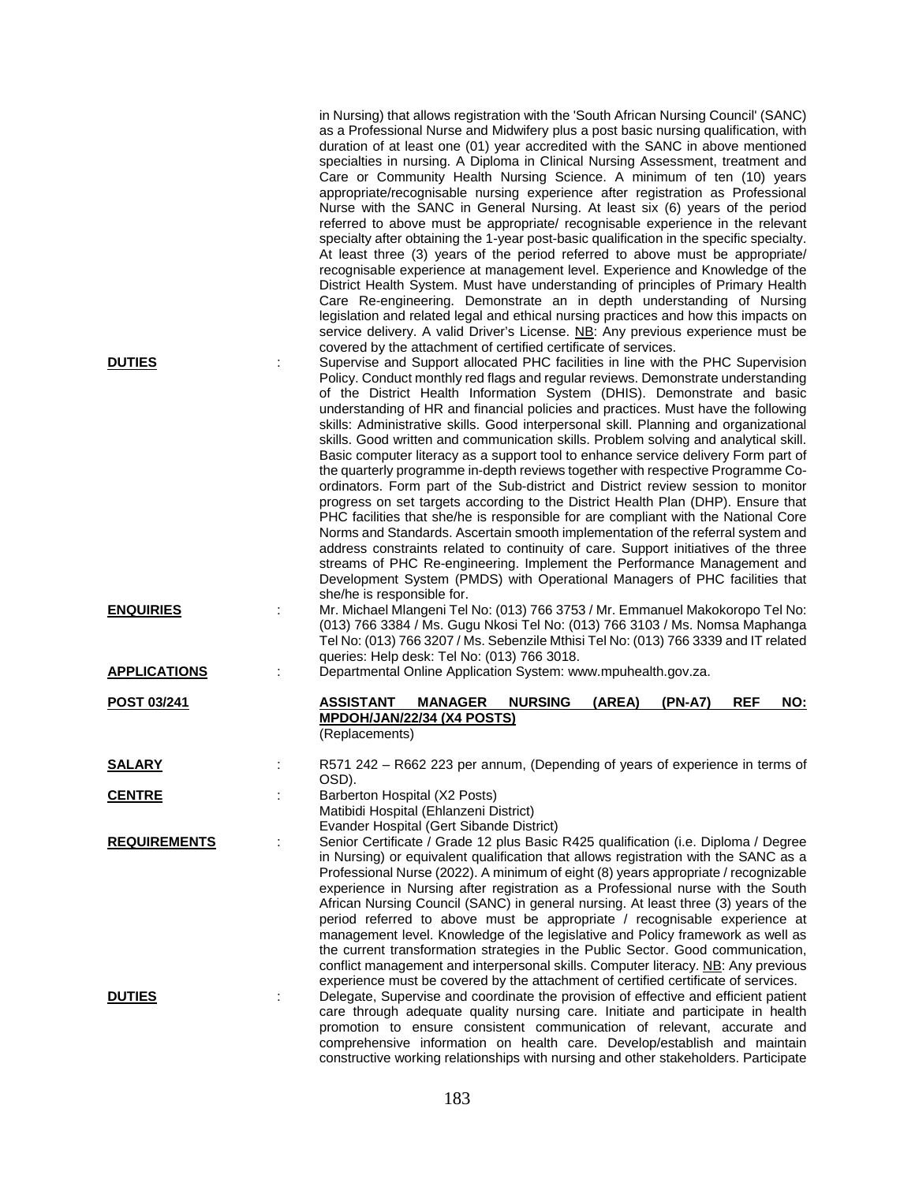in Nursing) that allows registration with the 'South African Nursing Council' (SANC) as a Professional Nurse and Midwifery plus a post basic nursing qualification, with duration of at least one (01) year accredited with the SANC in above mentioned specialties in nursing. A Diploma in Clinical Nursing Assessment, treatment and Care or Community Health Nursing Science. A minimum of ten (10) years appropriate/recognisable nursing experience after registration as Professional Nurse with the SANC in General Nursing. At least six (6) years of the period referred to above must be appropriate/ recognisable experience in the relevant specialty after obtaining the 1-year post-basic qualification in the specific specialty. At least three (3) years of the period referred to above must be appropriate/ recognisable experience at management level. Experience and Knowledge of the District Health System. Must have understanding of principles of Primary Health Care Re-engineering. Demonstrate an in depth understanding of Nursing legislation and related legal and ethical nursing practices and how this impacts on service delivery. A valid Driver's License. NB: Any previous experience must be covered by the attachment of certified certificate of services.

**DUTIES** : Supervise and Support allocated PHC facilities in line with the PHC Supervision Policy. Conduct monthly red flags and regular reviews. Demonstrate understanding of the District Health Information System (DHIS). Demonstrate and basic understanding of HR and financial policies and practices. Must have the following skills: Administrative skills. Good interpersonal skill. Planning and organizational skills. Good written and communication skills. Problem solving and analytical skill. Basic computer literacy as a support tool to enhance service delivery Form part of the quarterly programme in-depth reviews together with respective Programme Co-ordinators. Form part of the Sub-district and District review session to monitor progress on set targets according to the District Health Plan (DHP). Ensure that PHC facilities that she/he is responsible for are compliant with the National Core Norms and Standards. Ascertain smooth implementation of the referral system and address constraints related to continuity of care. Support initiatives of the three streams of PHC Re-engineering. Implement the Performance Management and Development System (PMDS) with Operational Managers of PHC facilities that she/he is responsible for.

**ENQUIRIES** : Mr. Michael Mlangeni Tel No: (013) 766 3753 / Mr. Emmanuel Makokoropo Tel No: (013) 766 3384 / Ms. Gugu Nkosi Tel No: (013) 766 3103 / Ms. Nomsa Maphanga Tel No: (013) 766 3207 / Ms. Sebenzile Mthisi Tel No: (013) 766 3339 and IT related queries: Help desk: Tel No: (013) 766 3018.

**APPLICATIONS** : Departmental Online Application System: www.mpuhealth.gov.za.

**POST 03/241** : **ASSISTANT MANAGER NURSING (AREA) (PN-A7) REF NO: MPDOH/JAN/22/34 (X4 POSTS)**
(Replacements)

**SALARY** : R571 242 – R662 223 per annum, (Depending of years of experience in terms of OSD).

**CENTRE** : Barberton Hospital (X2 Posts)
Matibidi Hospital (Ehlanzeni District)
Evander Hospital (Gert Sibande District)

**REQUIREMENTS** : Senior Certificate / Grade 12 plus Basic R425 qualification (i.e. Diploma / Degree in Nursing) or equivalent qualification that allows registration with the SANC as a Professional Nurse (2022). A minimum of eight (8) years appropriate / recognizable experience in Nursing after registration as a Professional nurse with the South African Nursing Council (SANC) in general nursing. At least three (3) years of the period referred to above must be appropriate / recognisable experience at management level. Knowledge of the legislative and Policy framework as well as the current transformation strategies in the Public Sector. Good communication, conflict management and interpersonal skills. Computer literacy. NB: Any previous experience must be covered by the attachment of certified certificate of services.

**DUTIES** : Delegate, Supervise and coordinate the provision of effective and efficient patient care through adequate quality nursing care. Initiate and participate in health promotion to ensure consistent communication of relevant, accurate and comprehensive information on health care. Develop/establish and maintain constructive working relationships with nursing and other stakeholders. Participate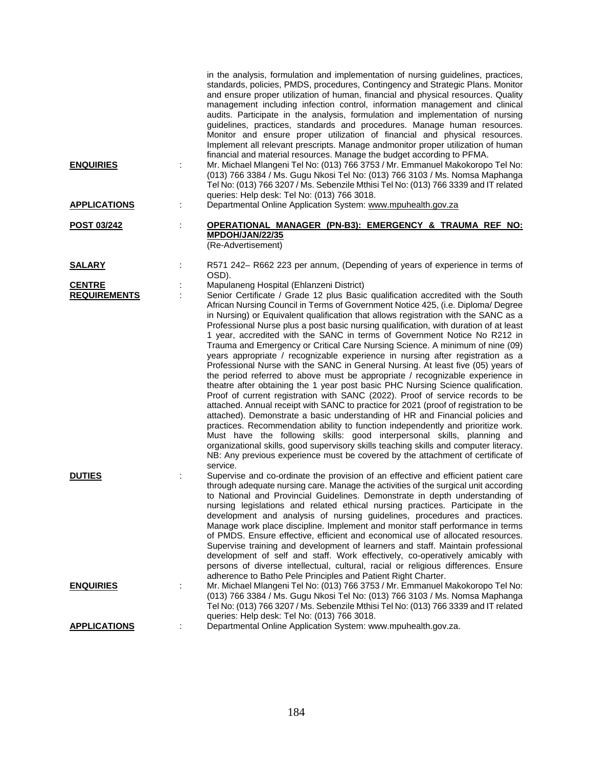in the analysis, formulation and implementation of nursing guidelines, practices, standards, policies, PMDS, procedures, Contingency and Strategic Plans. Monitor and ensure proper utilization of human, financial and physical resources. Quality management including infection control, information management and clinical audits. Participate in the analysis, formulation and implementation of nursing guidelines, practices, standards and procedures. Manage human resources. Monitor and ensure proper utilization of financial and physical resources. Implement all relevant prescripts. Manage andmonitor proper utilization of human financial and material resources. Manage the budget according to PFMA.

**ENQUIRIES** : Mr. Michael Mlangeni Tel No: (013) 766 3753 / Mr. Emmanuel Makokoropo Tel No: (013) 766 3384 / Ms. Gugu Nkosi Tel No: (013) 766 3103 / Ms. Nomsa Maphanga Tel No: (013) 766 3207 / Ms. Sebenzile Mthisi Tel No: (013) 766 3339 and IT related queries: Help desk: Tel No: (013) 766 3018.

**APPLICATIONS** : Departmental Online Application System: www.mpuhealth.gov.za

**POST 03/242** : **OPERATIONAL MANAGER (PN-B3): EMERGENCY & TRAUMA REF NO: MPDOH/JAN/22/35**
(Re-Advertisement)

**SALARY** : R571 242– R662 223 per annum, (Depending of years of experience in terms of OSD).

**CENTRE** : Mapulaneng Hospital (Ehlanzeni District)

**REQUIREMENTS** : Senior Certificate / Grade 12 plus Basic qualification accredited with the South African Nursing Council in Terms of Government Notice 425, (i.e. Diploma/ Degree in Nursing) or Equivalent qualification that allows registration with the SANC as a Professional Nurse plus a post basic nursing qualification, with duration of at least 1 year, accredited with the SANC in terms of Government Notice No R212 in Trauma and Emergency or Critical Care Nursing Science. A minimum of nine (09) years appropriate / recognizable experience in nursing after registration as a Professional Nurse with the SANC in General Nursing. At least five (05) years of the period referred to above must be appropriate / recognizable experience in theatre after obtaining the 1 year post basic PHC Nursing Science qualification. Proof of current registration with SANC (2022). Proof of service records to be attached. Annual receipt with SANC to practice for 2021 (proof of registration to be attached). Demonstrate a basic understanding of HR and Financial policies and practices. Recommendation ability to function independently and prioritize work. Must have the following skills: good interpersonal skills, planning and organizational skills, good supervisory skills teaching skills and computer literacy. NB: Any previous experience must be covered by the attachment of certificate of service.

**DUTIES** : Supervise and co-ordinate the provision of an effective and efficient patient care through adequate nursing care. Manage the activities of the surgical unit according to National and Provincial Guidelines. Demonstrate in depth understanding of nursing legislations and related ethical nursing practices. Participate in the development and analysis of nursing guidelines, procedures and practices. Manage work place discipline. Implement and monitor staff performance in terms of PMDS. Ensure effective, efficient and economical use of allocated resources. Supervise training and development of learners and staff. Maintain professional development of self and staff. Work effectively, co-operatively amicably with persons of diverse intellectual, cultural, racial or religious differences. Ensure adherence to Batho Pele Principles and Patient Right Charter.

**ENQUIRIES** : Mr. Michael Mlangeni Tel No: (013) 766 3753 / Mr. Emmanuel Makokoropo Tel No: (013) 766 3384 / Ms. Gugu Nkosi Tel No: (013) 766 3103 / Ms. Nomsa Maphanga Tel No: (013) 766 3207 / Ms. Sebenzile Mthisi Tel No: (013) 766 3339 and IT related queries: Help desk: Tel No: (013) 766 3018.

**APPLICATIONS** : Departmental Online Application System: www.mpuhealth.gov.za.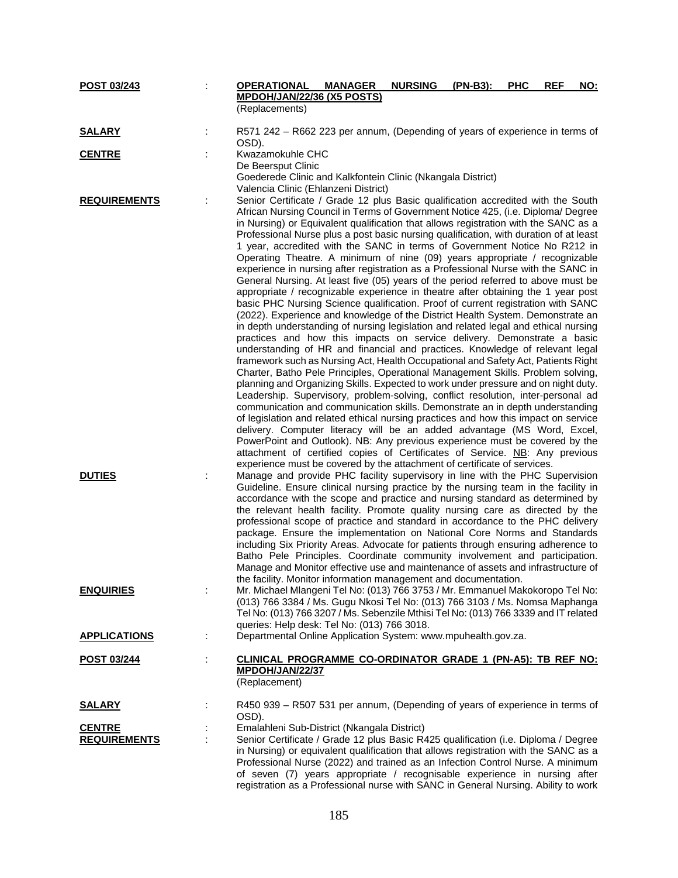**POST 03/243** : **OPERATIONAL MANAGER NURSING (PN-B3): PHC REF NO: MPDOH/JAN/22/36 (X5 POSTS)**
(Replacements)

**SALARY** : R571 242 – R662 223 per annum, (Depending of years of experience in terms of OSD).

**CENTRE** : Kwazamokuhle CHC
De Beersput Clinic
Goederede Clinic and Kalkfontein Clinic (Nkangala District)
Valencia Clinic (Ehlanzeni District)

**REQUIREMENTS** : Senior Certificate / Grade 12 plus Basic qualification accredited with the South African Nursing Council in Terms of Government Notice 425, (i.e. Diploma/ Degree in Nursing) or Equivalent qualification that allows registration with the SANC as a Professional Nurse plus a post basic nursing qualification, with duration of at least 1 year, accredited with the SANC in terms of Government Notice No R212 in Operating Theatre. A minimum of nine (09) years appropriate / recognizable experience in nursing after registration as a Professional Nurse with the SANC in General Nursing. At least five (05) years of the period referred to above must be appropriate / recognizable experience in theatre after obtaining the 1 year post basic PHC Nursing Science qualification. Proof of current registration with SANC (2022). Experience and knowledge of the District Health System. Demonstrate an in depth understanding of nursing legislation and related legal and ethical nursing practices and how this impacts on service delivery. Demonstrate a basic understanding of HR and financial and practices. Knowledge of relevant legal framework such as Nursing Act, Health Occupational and Safety Act, Patients Right Charter, Batho Pele Principles, Operational Management Skills. Problem solving, planning and Organizing Skills. Expected to work under pressure and on night duty. Leadership. Supervisory, problem-solving, conflict resolution, inter-personal ad communication and communication skills. Demonstrate an in depth understanding of legislation and related ethical nursing practices and how this impact on service delivery. Computer literacy will be an added advantage (MS Word, Excel, PowerPoint and Outlook). NB: Any previous experience must be covered by the attachment of certified copies of Certificates of Service. NB: Any previous experience must be covered by the attachment of certificate of services.

**DUTIES** : Manage and provide PHC facility supervisory in line with the PHC Supervision Guideline. Ensure clinical nursing practice by the nursing team in the facility in accordance with the scope and practice and nursing standard as determined by the relevant health facility. Promote quality nursing care as directed by the professional scope of practice and standard in accordance to the PHC delivery package. Ensure the implementation on National Core Norms and Standards including Six Priority Areas. Advocate for patients through ensuring adherence to Batho Pele Principles. Coordinate community involvement and participation. Manage and Monitor effective use and maintenance of assets and infrastructure of the facility. Monitor information management and documentation.

**ENQUIRIES** : Mr. Michael Mlangeni Tel No: (013) 766 3753 / Mr. Emmanuel Makokoropo Tel No: (013) 766 3384 / Ms. Gugu Nkosi Tel No: (013) 766 3103 / Ms. Nomsa Maphanga Tel No: (013) 766 3207 / Ms. Sebenzile Mthisi Tel No: (013) 766 3339 and IT related queries: Help desk: Tel No: (013) 766 3018.

**APPLICATIONS** : Departmental Online Application System: www.mpuhealth.gov.za.

**POST 03/244** : **CLINICAL PROGRAMME CO-ORDINATOR GRADE 1 (PN-A5): TB REF NO: MPDOH/JAN/22/37**
(Replacement)

**SALARY** : R450 939 – R507 531 per annum, (Depending of years of experience in terms of OSD).

**CENTRE** : Emalahleni Sub-District (Nkangala District)

**REQUIREMENTS** : Senior Certificate / Grade 12 plus Basic R425 qualification (i.e. Diploma / Degree in Nursing) or equivalent qualification that allows registration with the SANC as a Professional Nurse (2022) and trained as an Infection Control Nurse. A minimum of seven (7) years appropriate / recognisable experience in nursing after registration as a Professional nurse with SANC in General Nursing. Ability to work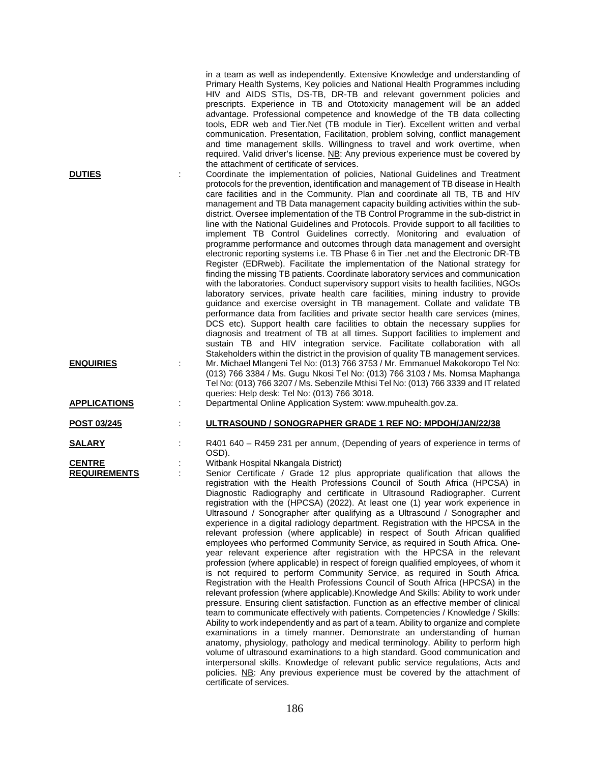in a team as well as independently. Extensive Knowledge and understanding of Primary Health Systems, Key policies and National Health Programmes including HIV and AIDS STIs, DS-TB, DR-TB and relevant government policies and prescripts. Experience in TB and Ototoxicity management will be an added advantage. Professional competence and knowledge of the TB data collecting tools, EDR web and Tier.Net (TB module in Tier). Excellent written and verbal communication. Presentation, Facilitation, problem solving, conflict management and time management skills. Willingness to travel and work overtime, when required. Valid driver's license. NB: Any previous experience must be covered by the attachment of certificate of services.

**DUTIES** : Coordinate the implementation of policies, National Guidelines and Treatment protocols for the prevention, identification and management of TB disease in Health care facilities and in the Community. Plan and coordinate all TB, TB and HIV management and TB Data management capacity building activities within the sub-district. Oversee implementation of the TB Control Programme in the sub-district in line with the National Guidelines and Protocols. Provide support to all facilities to implement TB Control Guidelines correctly. Monitoring and evaluation of programme performance and outcomes through data management and oversight electronic reporting systems i.e. TB Phase 6 in Tier .net and the Electronic DR-TB Register (EDRweb). Facilitate the implementation of the National strategy for finding the missing TB patients. Coordinate laboratory services and communication with the laboratories. Conduct supervisory support visits to health facilities, NGOs laboratory services, private health care facilities, mining industry to provide guidance and exercise oversight in TB management. Collate and validate TB performance data from facilities and private sector health care services (mines, DCS etc). Support health care facilities to obtain the necessary supplies for diagnosis and treatment of TB at all times. Support facilities to implement and sustain TB and HIV integration service. Facilitate collaboration with all Stakeholders within the district in the provision of quality TB management services.

**ENQUIRIES** : Mr. Michael Mlangeni Tel No: (013) 766 3753 / Mr. Emmanuel Makokoropo Tel No: (013) 766 3384 / Ms. Gugu Nkosi Tel No: (013) 766 3103 / Ms. Nomsa Maphanga Tel No: (013) 766 3207 / Ms. Sebenzile Mthisi Tel No: (013) 766 3339 and IT related queries: Help desk: Tel No: (013) 766 3018.

**APPLICATIONS** : Departmental Online Application System: www.mpuhealth.gov.za.

**POST 03/245** : **ULTRASOUND / SONOGRAPHER GRADE 1 REF NO: MPDOH/JAN/22/38**

**SALARY** : R401 640 – R459 231 per annum, (Depending of years of experience in terms of OSD).

**CENTRE** : Witbank Hospital Nkangala District)

**REQUIREMENTS** : Senior Certificate / Grade 12 plus appropriate qualification that allows the registration with the Health Professions Council of South Africa (HPCSA) in Diagnostic Radiography and certificate in Ultrasound Radiographer. Current registration with the (HPCSA) (2022). At least one (1) year work experience in Ultrasound / Sonographer after qualifying as a Ultrasound / Sonographer and experience in a digital radiology department. Registration with the HPCSA in the relevant profession (where applicable) in respect of South African qualified employees who performed Community Service, as required in South Africa. One-year relevant experience after registration with the HPCSA in the relevant profession (where applicable) in respect of foreign qualified employees, of whom it is not required to perform Community Service, as required in South Africa. Registration with the Health Professions Council of South Africa (HPCSA) in the relevant profession (where applicable).Knowledge And Skills: Ability to work under pressure. Ensuring client satisfaction. Function as an effective member of clinical team to communicate effectively with patients. Competencies / Knowledge / Skills: Ability to work independently and as part of a team. Ability to organize and complete examinations in a timely manner. Demonstrate an understanding of human anatomy, physiology, pathology and medical terminology. Ability to perform high volume of ultrasound examinations to a high standard. Good communication and interpersonal skills. Knowledge of relevant public service regulations, Acts and policies. NB: Any previous experience must be covered by the attachment of certificate of services.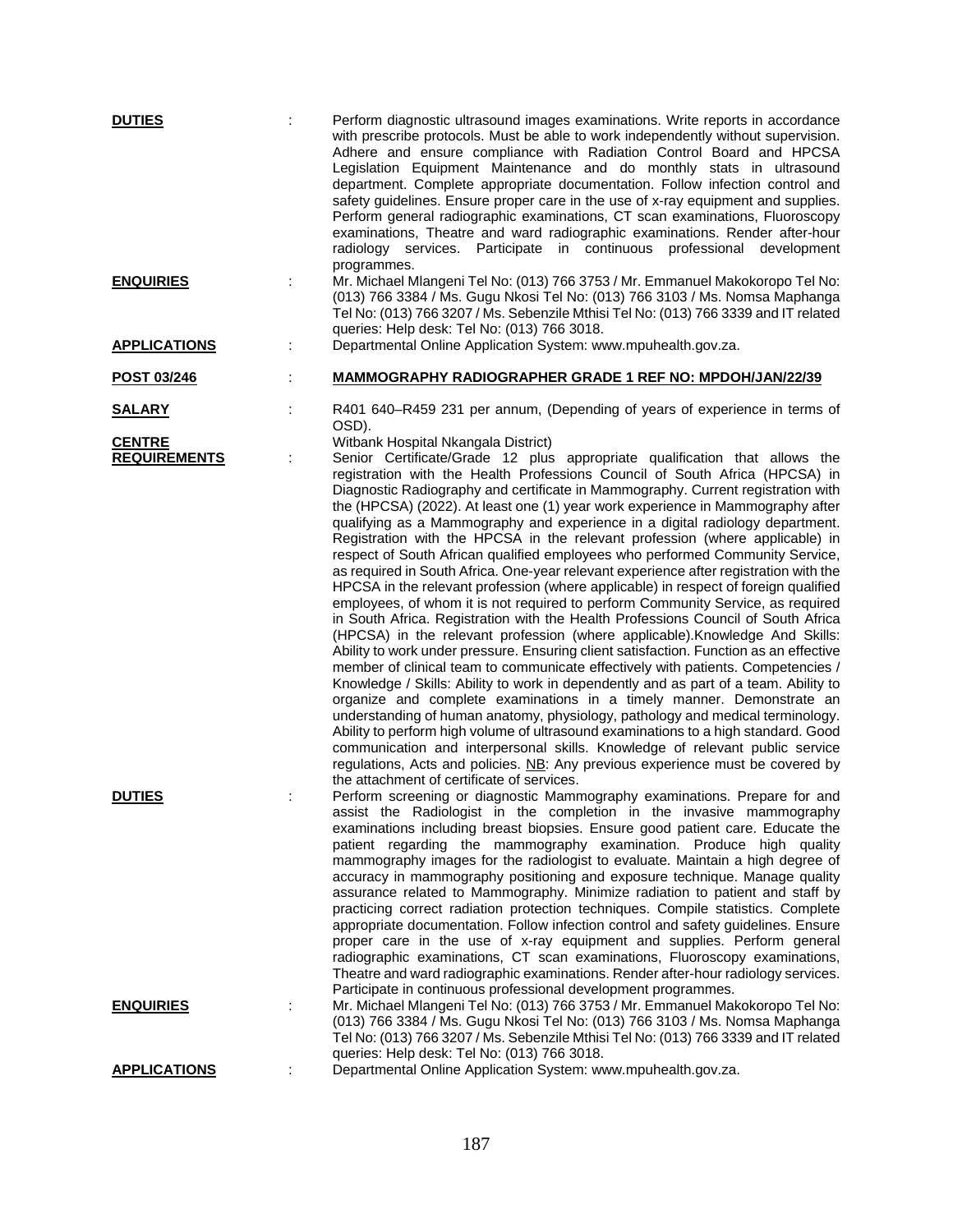**DUTIES** : Perform diagnostic ultrasound images examinations. Write reports in accordance with prescribe protocols. Must be able to work independently without supervision. Adhere and ensure compliance with Radiation Control Board and HPCSA Legislation Equipment Maintenance and do monthly stats in ultrasound department. Complete appropriate documentation. Follow infection control and safety guidelines. Ensure proper care in the use of x-ray equipment and supplies. Perform general radiographic examinations, CT scan examinations, Fluoroscopy examinations, Theatre and ward radiographic examinations. Render after-hour radiology services. Participate in continuous professional development programmes.

**ENQUIRIES** : Mr. Michael Mlangeni Tel No: (013) 766 3753 / Mr. Emmanuel Makokoropo Tel No: (013) 766 3384 / Ms. Gugu Nkosi Tel No: (013) 766 3103 / Ms. Nomsa Maphanga Tel No: (013) 766 3207 / Ms. Sebenzile Mthisi Tel No: (013) 766 3339 and IT related queries: Help desk: Tel No: (013) 766 3018.

**APPLICATIONS** : Departmental Online Application System: www.mpuhealth.gov.za.

**POST 03/246** : **MAMMOGRAPHY RADIOGRAPHER GRADE 1 REF NO: MPDOH/JAN/22/39**

**SALARY** : R401 640–R459 231 per annum, (Depending of years of experience in terms of OSD).

**CENTRE** Witbank Hospital Nkangala District)

**REQUIREMENTS** : Senior Certificate/Grade 12 plus appropriate qualification that allows the registration with the Health Professions Council of South Africa (HPCSA) in Diagnostic Radiography and certificate in Mammography. Current registration with the (HPCSA) (2022). At least one (1) year work experience in Mammography after qualifying as a Mammography and experience in a digital radiology department. Registration with the HPCSA in the relevant profession (where applicable) in respect of South African qualified employees who performed Community Service, as required in South Africa. One-year relevant experience after registration with the HPCSA in the relevant profession (where applicable) in respect of foreign qualified employees, of whom it is not required to perform Community Service, as required in South Africa. Registration with the Health Professions Council of South Africa (HPCSA) in the relevant profession (where applicable).Knowledge And Skills: Ability to work under pressure. Ensuring client satisfaction. Function as an effective member of clinical team to communicate effectively with patients. Competencies / Knowledge / Skills: Ability to work in dependently and as part of a team. Ability to organize and complete examinations in a timely manner. Demonstrate an understanding of human anatomy, physiology, pathology and medical terminology. Ability to perform high volume of ultrasound examinations to a high standard. Good communication and interpersonal skills. Knowledge of relevant public service regulations, Acts and policies. NB: Any previous experience must be covered by the attachment of certificate of services.

**DUTIES** : Perform screening or diagnostic Mammography examinations. Prepare for and assist the Radiologist in the completion in the invasive mammography examinations including breast biopsies. Ensure good patient care. Educate the patient regarding the mammography examination. Produce high quality mammography images for the radiologist to evaluate. Maintain a high degree of accuracy in mammography positioning and exposure technique. Manage quality assurance related to Mammography. Minimize radiation to patient and staff by practicing correct radiation protection techniques. Compile statistics. Complete appropriate documentation. Follow infection control and safety guidelines. Ensure proper care in the use of x-ray equipment and supplies. Perform general radiographic examinations, CT scan examinations, Fluoroscopy examinations, Theatre and ward radiographic examinations. Render after-hour radiology services. Participate in continuous professional development programmes.

**ENQUIRIES** : Mr. Michael Mlangeni Tel No: (013) 766 3753 / Mr. Emmanuel Makokoropo Tel No: (013) 766 3384 / Ms. Gugu Nkosi Tel No: (013) 766 3103 / Ms. Nomsa Maphanga Tel No: (013) 766 3207 / Ms. Sebenzile Mthisi Tel No: (013) 766 3339 and IT related queries: Help desk: Tel No: (013) 766 3018.

**APPLICATIONS** : Departmental Online Application System: www.mpuhealth.gov.za.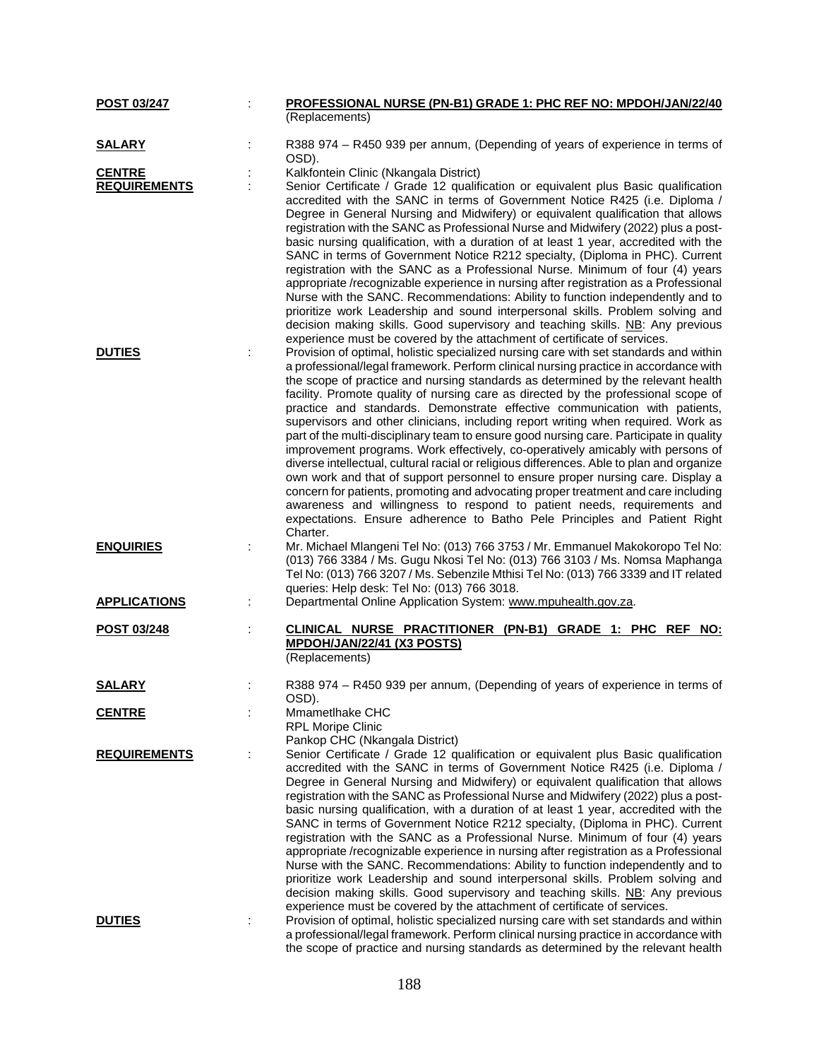**POST 03/247** : **PROFESSIONAL NURSE (PN-B1) GRADE 1: PHC REF NO: MPDOH/JAN/22/40**
(Replacements)

**SALARY** : R388 974 – R450 939 per annum, (Depending of years of experience in terms of OSD).

**CENTRE** : Kalkfontein Clinic (Nkangala District)

**REQUIREMENTS** : Senior Certificate / Grade 12 qualification or equivalent plus Basic qualification accredited with the SANC in terms of Government Notice R425 (i.e. Diploma / Degree in General Nursing and Midwifery) or equivalent qualification that allows registration with the SANC as Professional Nurse and Midwifery (2022) plus a post-basic nursing qualification, with a duration of at least 1 year, accredited with the SANC in terms of Government Notice R212 specialty, (Diploma in PHC). Current registration with the SANC as a Professional Nurse. Minimum of four (4) years appropriate /recognizable experience in nursing after registration as a Professional Nurse with the SANC. Recommendations: Ability to function independently and to prioritize work Leadership and sound interpersonal skills. Problem solving and decision making skills. Good supervisory and teaching skills. NB: Any previous experience must be covered by the attachment of certificate of services.

**DUTIES** : Provision of optimal, holistic specialized nursing care with set standards and within a professional/legal framework. Perform clinical nursing practice in accordance with the scope of practice and nursing standards as determined by the relevant health facility. Promote quality of nursing care as directed by the professional scope of practice and standards. Demonstrate effective communication with patients, supervisors and other clinicians, including report writing when required. Work as part of the multi-disciplinary team to ensure good nursing care. Participate in quality improvement programs. Work effectively, co-operatively amicably with persons of diverse intellectual, cultural racial or religious differences. Able to plan and organize own work and that of support personnel to ensure proper nursing care. Display a concern for patients, promoting and advocating proper treatment and care including awareness and willingness to respond to patient needs, requirements and expectations. Ensure adherence to Batho Pele Principles and Patient Right Charter.

**ENQUIRIES** : Mr. Michael Mlangeni Tel No: (013) 766 3753 / Mr. Emmanuel Makokoropo Tel No: (013) 766 3384 / Ms. Gugu Nkosi Tel No: (013) 766 3103 / Ms. Nomsa Maphanga Tel No: (013) 766 3207 / Ms. Sebenzile Mthisi Tel No: (013) 766 3339 and IT related queries: Help desk: Tel No: (013) 766 3018.

**APPLICATIONS** : Departmental Online Application System: www.mpuhealth.gov.za.

**POST 03/248** : **CLINICAL NURSE PRACTITIONER (PN-B1) GRADE 1: PHC REF NO: MPDOH/JAN/22/41 (X3 POSTS)**
(Replacements)

**SALARY** : R388 974 – R450 939 per annum, (Depending of years of experience in terms of OSD).

**CENTRE** : Mmametlhake CHC
RPL Moripe Clinic
Pankop CHC (Nkangala District)

**REQUIREMENTS** : Senior Certificate / Grade 12 qualification or equivalent plus Basic qualification accredited with the SANC in terms of Government Notice R425 (i.e. Diploma / Degree in General Nursing and Midwifery) or equivalent qualification that allows registration with the SANC as Professional Nurse and Midwifery (2022) plus a post-basic nursing qualification, with a duration of at least 1 year, accredited with the SANC in terms of Government Notice R212 specialty, (Diploma in PHC). Current registration with the SANC as a Professional Nurse. Minimum of four (4) years appropriate /recognizable experience in nursing after registration as a Professional Nurse with the SANC. Recommendations: Ability to function independently and to prioritize work Leadership and sound interpersonal skills. Problem solving and decision making skills. Good supervisory and teaching skills. NB: Any previous experience must be covered by the attachment of certificate of services.

**DUTIES** : Provision of optimal, holistic specialized nursing care with set standards and within a professional/legal framework. Perform clinical nursing practice in accordance with the scope of practice and nursing standards as determined by the relevant health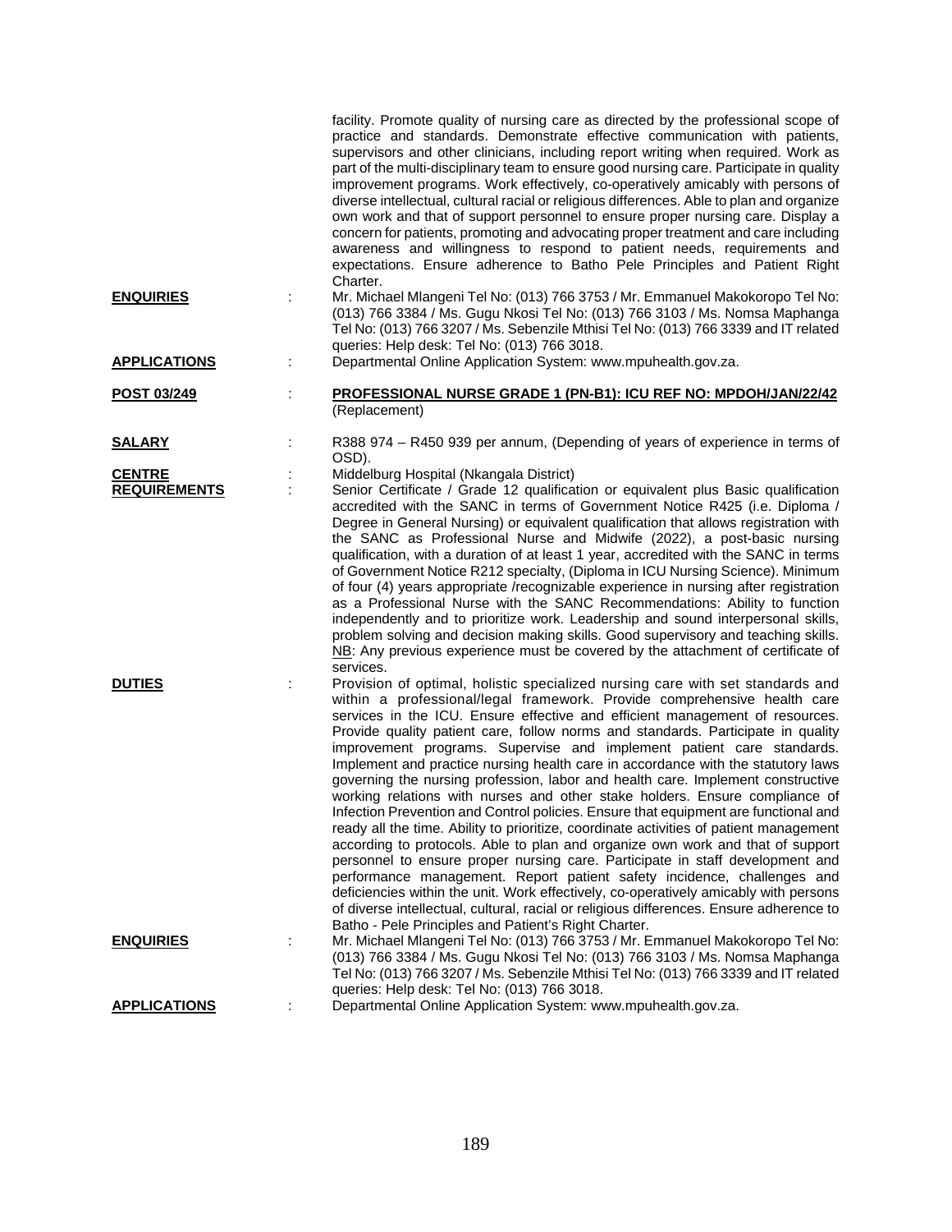facility. Promote quality of nursing care as directed by the professional scope of practice and standards. Demonstrate effective communication with patients, supervisors and other clinicians, including report writing when required. Work as part of the multi-disciplinary team to ensure good nursing care. Participate in quality improvement programs. Work effectively, co-operatively amicably with persons of diverse intellectual, cultural racial or religious differences. Able to plan and organize own work and that of support personnel to ensure proper nursing care. Display a concern for patients, promoting and advocating proper treatment and care including awareness and willingness to respond to patient needs, requirements and expectations. Ensure adherence to Batho Pele Principles and Patient Right Charter.

**ENQUIRIES** : Mr. Michael Mlangeni Tel No: (013) 766 3753 / Mr. Emmanuel Makokoropo Tel No: (013) 766 3384 / Ms. Gugu Nkosi Tel No: (013) 766 3103 / Ms. Nomsa Maphanga Tel No: (013) 766 3207 / Ms. Sebenzile Mthisi Tel No: (013) 766 3339 and IT related queries: Help desk: Tel No: (013) 766 3018.

**APPLICATIONS** : Departmental Online Application System: www.mpuhealth.gov.za.

**POST 03/249** : **PROFESSIONAL NURSE GRADE 1 (PN-B1): ICU REF NO: MPDOH/JAN/22/42** (Replacement)

**SALARY** : R388 974 – R450 939 per annum, (Depending of years of experience in terms of OSD).

**CENTRE** : Middelburg Hospital (Nkangala District)

**REQUIREMENTS** : Senior Certificate / Grade 12 qualification or equivalent plus Basic qualification accredited with the SANC in terms of Government Notice R425 (i.e. Diploma / Degree in General Nursing) or equivalent qualification that allows registration with the SANC as Professional Nurse and Midwife (2022), a post-basic nursing qualification, with a duration of at least 1 year, accredited with the SANC in terms of Government Notice R212 specialty, (Diploma in ICU Nursing Science). Minimum of four (4) years appropriate /recognizable experience in nursing after registration as a Professional Nurse with the SANC Recommendations: Ability to function independently and to prioritize work. Leadership and sound interpersonal skills, problem solving and decision making skills. Good supervisory and teaching skills. NB: Any previous experience must be covered by the attachment of certificate of services.

**DUTIES** : Provision of optimal, holistic specialized nursing care with set standards and within a professional/legal framework. Provide comprehensive health care services in the ICU. Ensure effective and efficient management of resources. Provide quality patient care, follow norms and standards. Participate in quality improvement programs. Supervise and implement patient care standards. Implement and practice nursing health care in accordance with the statutory laws governing the nursing profession, labor and health care. Implement constructive working relations with nurses and other stake holders. Ensure compliance of Infection Prevention and Control policies. Ensure that equipment are functional and ready all the time. Ability to prioritize, coordinate activities of patient management according to protocols. Able to plan and organize own work and that of support personnel to ensure proper nursing care. Participate in staff development and performance management. Report patient safety incidence, challenges and deficiencies within the unit. Work effectively, co-operatively amicably with persons of diverse intellectual, cultural, racial or religious differences. Ensure adherence to Batho - Pele Principles and Patient's Right Charter.

**ENQUIRIES** : Mr. Michael Mlangeni Tel No: (013) 766 3753 / Mr. Emmanuel Makokoropo Tel No: (013) 766 3384 / Ms. Gugu Nkosi Tel No: (013) 766 3103 / Ms. Nomsa Maphanga Tel No: (013) 766 3207 / Ms. Sebenzile Mthisi Tel No: (013) 766 3339 and IT related queries: Help desk: Tel No: (013) 766 3018.

**APPLICATIONS** : Departmental Online Application System: www.mpuhealth.gov.za.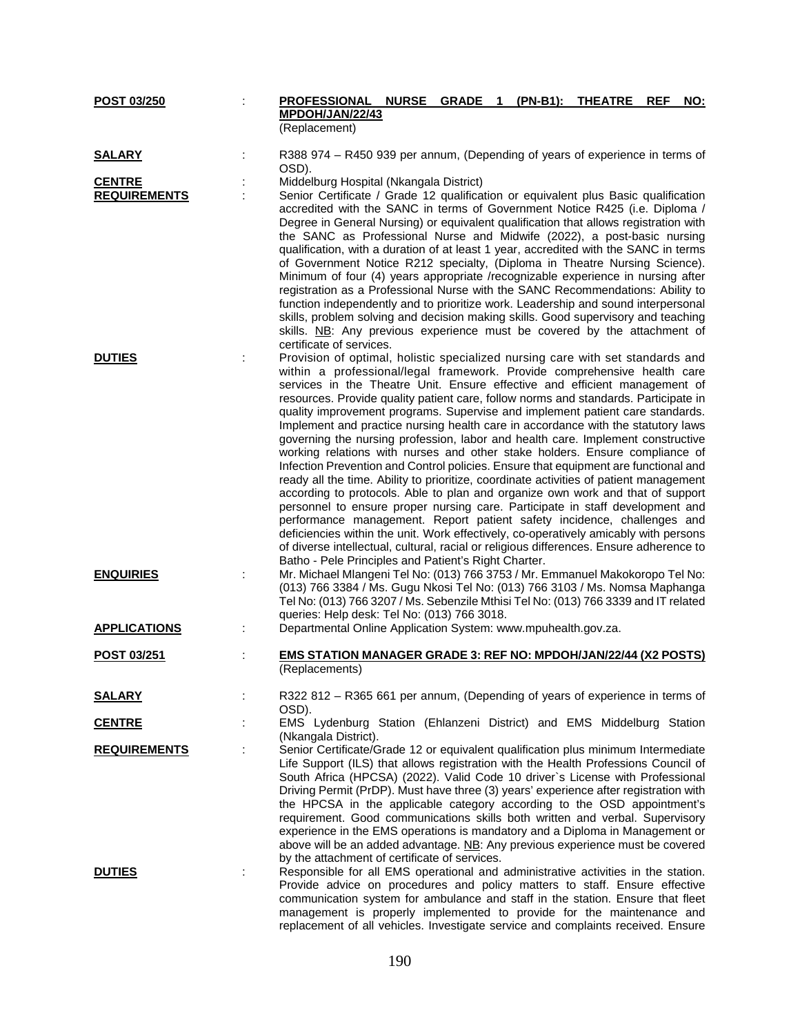**POST 03/250** : **PROFESSIONAL NURSE GRADE 1 (PN-B1): THEATRE REF NO: MPDOH/JAN/22/43**
(Replacement)

**SALARY** : R388 974 – R450 939 per annum, (Depending of years of experience in terms of OSD).

**CENTRE** : Middelburg Hospital (Nkangala District)

**REQUIREMENTS** : Senior Certificate / Grade 12 qualification or equivalent plus Basic qualification accredited with the SANC in terms of Government Notice R425 (i.e. Diploma / Degree in General Nursing) or equivalent qualification that allows registration with the SANC as Professional Nurse and Midwife (2022), a post-basic nursing qualification, with a duration of at least 1 year, accredited with the SANC in terms of Government Notice R212 specialty, (Diploma in Theatre Nursing Science). Minimum of four (4) years appropriate /recognizable experience in nursing after registration as a Professional Nurse with the SANC Recommendations: Ability to function independently and to prioritize work. Leadership and sound interpersonal skills, problem solving and decision making skills. Good supervisory and teaching skills. NB: Any previous experience must be covered by the attachment of certificate of services.

**DUTIES** : Provision of optimal, holistic specialized nursing care with set standards and within a professional/legal framework. Provide comprehensive health care services in the Theatre Unit. Ensure effective and efficient management of resources. Provide quality patient care, follow norms and standards. Participate in quality improvement programs. Supervise and implement patient care standards. Implement and practice nursing health care in accordance with the statutory laws governing the nursing profession, labor and health care. Implement constructive working relations with nurses and other stake holders. Ensure compliance of Infection Prevention and Control policies. Ensure that equipment are functional and ready all the time. Ability to prioritize, coordinate activities of patient management according to protocols. Able to plan and organize own work and that of support personnel to ensure proper nursing care. Participate in staff development and performance management. Report patient safety incidence, challenges and deficiencies within the unit. Work effectively, co-operatively amicably with persons of diverse intellectual, cultural, racial or religious differences. Ensure adherence to Batho - Pele Principles and Patient's Right Charter.

**ENQUIRIES** : Mr. Michael Mlangeni Tel No: (013) 766 3753 / Mr. Emmanuel Makokoropo Tel No: (013) 766 3384 / Ms. Gugu Nkosi Tel No: (013) 766 3103 / Ms. Nomsa Maphanga Tel No: (013) 766 3207 / Ms. Sebenzile Mthisi Tel No: (013) 766 3339 and IT related queries: Help desk: Tel No: (013) 766 3018.

**APPLICATIONS** : Departmental Online Application System: www.mpuhealth.gov.za.

**POST 03/251** : **EMS STATION MANAGER GRADE 3: REF NO: MPDOH/JAN/22/44 (X2 POSTS)**
(Replacements)

**SALARY** : R322 812 – R365 661 per annum, (Depending of years of experience in terms of OSD).

**CENTRE** : EMS Lydenburg Station (Ehlanzeni District) and EMS Middelburg Station (Nkangala District).

**REQUIREMENTS** : Senior Certificate/Grade 12 or equivalent qualification plus minimum Intermediate Life Support (ILS) that allows registration with the Health Professions Council of South Africa (HPCSA) (2022). Valid Code 10 driver`s License with Professional Driving Permit (PrDP). Must have three (3) years' experience after registration with the HPCSA in the applicable category according to the OSD appointment's requirement. Good communications skills both written and verbal. Supervisory experience in the EMS operations is mandatory and a Diploma in Management or above will be an added advantage. NB: Any previous experience must be covered by the attachment of certificate of services.

**DUTIES** : Responsible for all EMS operational and administrative activities in the station. Provide advice on procedures and policy matters to staff. Ensure effective communication system for ambulance and staff in the station. Ensure that fleet management is properly implemented to provide for the maintenance and replacement of all vehicles. Investigate service and complaints received. Ensure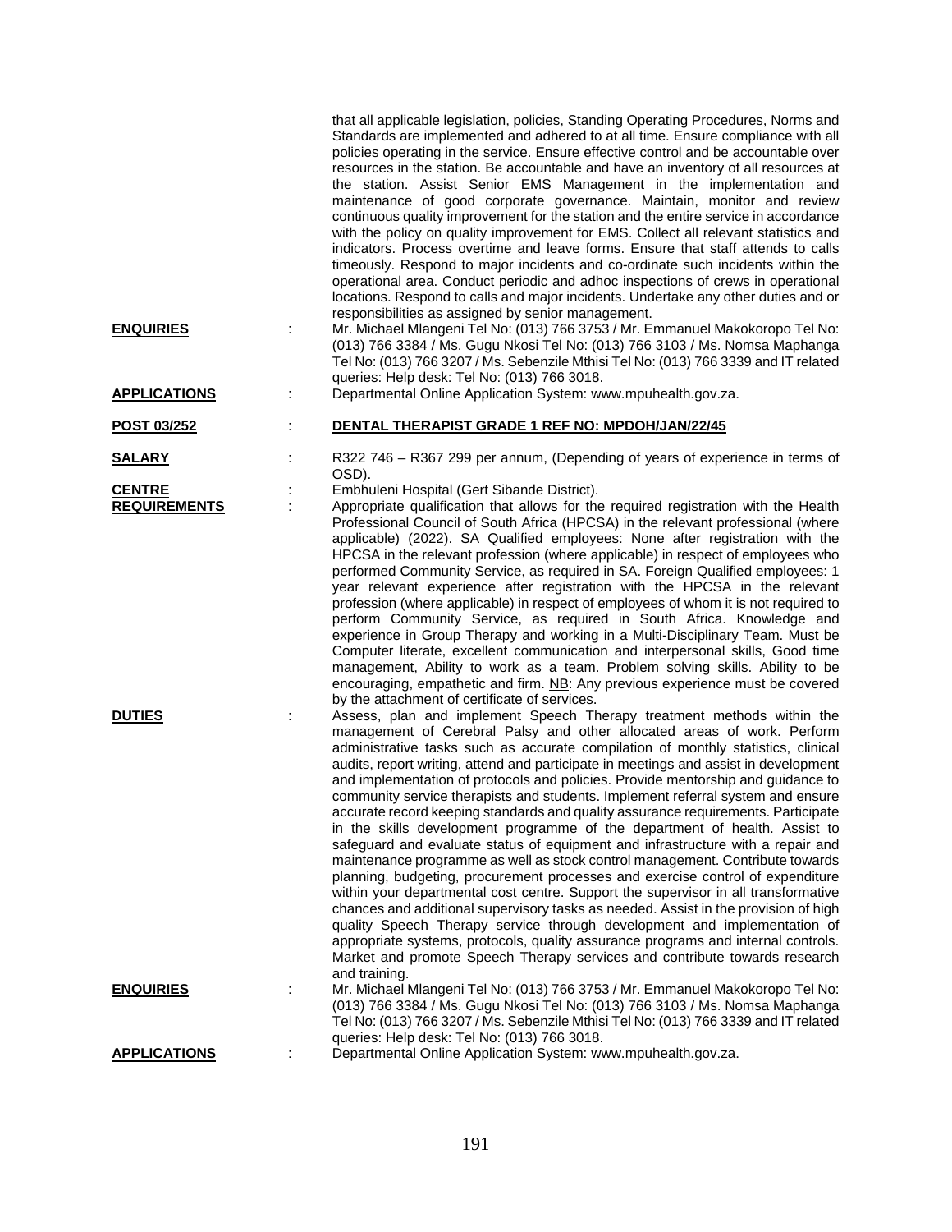that all applicable legislation, policies, Standing Operating Procedures, Norms and Standards are implemented and adhered to at all time. Ensure compliance with all policies operating in the service. Ensure effective control and be accountable over resources in the station. Be accountable and have an inventory of all resources at the station. Assist Senior EMS Management in the implementation and maintenance of good corporate governance. Maintain, monitor and review continuous quality improvement for the station and the entire service in accordance with the policy on quality improvement for EMS. Collect all relevant statistics and indicators. Process overtime and leave forms. Ensure that staff attends to calls timeously. Respond to major incidents and co-ordinate such incidents within the operational area. Conduct periodic and adhoc inspections of crews in operational locations. Respond to calls and major incidents. Undertake any other duties and or responsibilities as assigned by senior management.

**ENQUIRIES** : Mr. Michael Mlangeni Tel No: (013) 766 3753 / Mr. Emmanuel Makokoropo Tel No: (013) 766 3384 / Ms. Gugu Nkosi Tel No: (013) 766 3103 / Ms. Nomsa Maphanga Tel No: (013) 766 3207 / Ms. Sebenzile Mthisi Tel No: (013) 766 3339 and IT related queries: Help desk: Tel No: (013) 766 3018.

**APPLICATIONS** : Departmental Online Application System: www.mpuhealth.gov.za.

**POST 03/252** : **DENTAL THERAPIST GRADE 1 REF NO: MPDOH/JAN/22/45**

**SALARY** : R322 746 – R367 299 per annum, (Depending of years of experience in terms of OSD).

**CENTRE** : Embhuleni Hospital (Gert Sibande District).

**REQUIREMENTS** : Appropriate qualification that allows for the required registration with the Health Professional Council of South Africa (HPCSA) in the relevant professional (where applicable) (2022). SA Qualified employees: None after registration with the HPCSA in the relevant profession (where applicable) in respect of employees who performed Community Service, as required in SA. Foreign Qualified employees: 1 year relevant experience after registration with the HPCSA in the relevant profession (where applicable) in respect of employees of whom it is not required to perform Community Service, as required in South Africa. Knowledge and experience in Group Therapy and working in a Multi-Disciplinary Team. Must be Computer literate, excellent communication and interpersonal skills, Good time management, Ability to work as a team. Problem solving skills. Ability to be encouraging, empathetic and firm. NB: Any previous experience must be covered by the attachment of certificate of services.

**DUTIES** : Assess, plan and implement Speech Therapy treatment methods within the management of Cerebral Palsy and other allocated areas of work. Perform administrative tasks such as accurate compilation of monthly statistics, clinical audits, report writing, attend and participate in meetings and assist in development and implementation of protocols and policies. Provide mentorship and guidance to community service therapists and students. Implement referral system and ensure accurate record keeping standards and quality assurance requirements. Participate in the skills development programme of the department of health. Assist to safeguard and evaluate status of equipment and infrastructure with a repair and maintenance programme as well as stock control management. Contribute towards planning, budgeting, procurement processes and exercise control of expenditure within your departmental cost centre. Support the supervisor in all transformative chances and additional supervisory tasks as needed. Assist in the provision of high quality Speech Therapy service through development and implementation of appropriate systems, protocols, quality assurance programs and internal controls. Market and promote Speech Therapy services and contribute towards research and training.

**ENQUIRIES** : Mr. Michael Mlangeni Tel No: (013) 766 3753 / Mr. Emmanuel Makokoropo Tel No: (013) 766 3384 / Ms. Gugu Nkosi Tel No: (013) 766 3103 / Ms. Nomsa Maphanga Tel No: (013) 766 3207 / Ms. Sebenzile Mthisi Tel No: (013) 766 3339 and IT related queries: Help desk: Tel No: (013) 766 3018.

**APPLICATIONS** : Departmental Online Application System: www.mpuhealth.gov.za.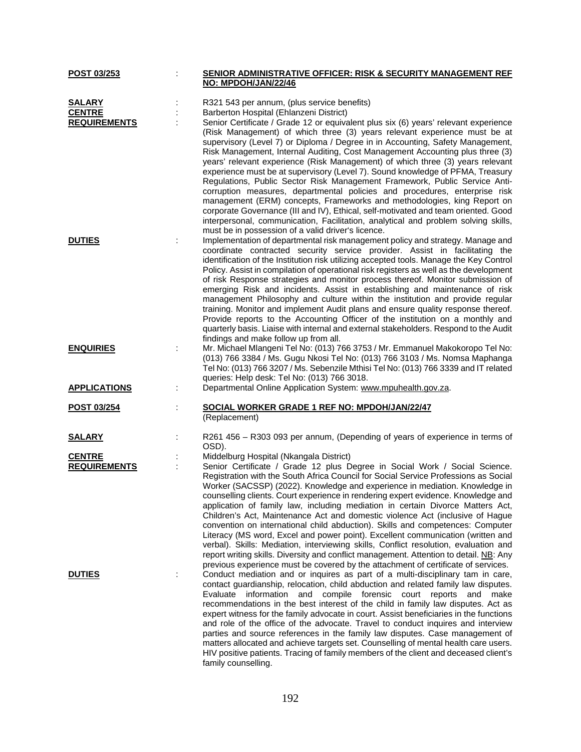**POST 03/253** : **SENIOR ADMINISTRATIVE OFFICER: RISK & SECURITY MANAGEMENT REF NO: MPDOH/JAN/22/46**

**SALARY** : R321 543 per annum, (plus service benefits)

**CENTRE** : Barberton Hospital (Ehlanzeni District)

**REQUIREMENTS** : Senior Certificate / Grade 12 or equivalent plus six (6) years' relevant experience (Risk Management) of which three (3) years relevant experience must be at supervisory (Level 7) or Diploma / Degree in in Accounting, Safety Management, Risk Management, Internal Auditing, Cost Management Accounting plus three (3) years' relevant experience (Risk Management) of which three (3) years relevant experience must be at supervisory (Level 7). Sound knowledge of PFMA, Treasury Regulations, Public Sector Risk Management Framework, Public Service Anti-corruption measures, departmental policies and procedures, enterprise risk management (ERM) concepts, Frameworks and methodologies, king Report on corporate Governance (III and IV), Ethical, self-motivated and team oriented. Good interpersonal, communication, Facilitation, analytical and problem solving skills, must be in possession of a valid driver's licence.

**DUTIES** : Implementation of departmental risk management policy and strategy. Manage and coordinate contracted security service provider. Assist in facilitating the identification of the Institution risk utilizing accepted tools. Manage the Key Control Policy. Assist in compilation of operational risk registers as well as the development of risk Response strategies and monitor process thereof. Monitor submission of emerging Risk and incidents. Assist in establishing and maintenance of risk management Philosophy and culture within the institution and provide regular training. Monitor and implement Audit plans and ensure quality response thereof. Provide reports to the Accounting Officer of the institution on a monthly and quarterly basis. Liaise with internal and external stakeholders. Respond to the Audit findings and make follow up from all.

**ENQUIRIES** : Mr. Michael Mlangeni Tel No: (013) 766 3753 / Mr. Emmanuel Makokoropo Tel No: (013) 766 3384 / Ms. Gugu Nkosi Tel No: (013) 766 3103 / Ms. Nomsa Maphanga Tel No: (013) 766 3207 / Ms. Sebenzile Mthisi Tel No: (013) 766 3339 and IT related queries: Help desk: Tel No: (013) 766 3018.

**APPLICATIONS** : Departmental Online Application System: www.mpuhealth.gov.za.

**POST 03/254** : **SOCIAL WORKER GRADE 1 REF NO: MPDOH/JAN/22/47**
(Replacement)

**SALARY** : R261 456 – R303 093 per annum, (Depending of years of experience in terms of OSD).

**CENTRE** : Middelburg Hospital (Nkangala District)

**REQUIREMENTS** : Senior Certificate / Grade 12 plus Degree in Social Work / Social Science. Registration with the South Africa Council for Social Service Professions as Social Worker (SACSSP) (2022). Knowledge and experience in mediation. Knowledge in counselling clients. Court experience in rendering expert evidence. Knowledge and application of family law, including mediation in certain Divorce Matters Act, Children's Act, Maintenance Act and domestic violence Act (inclusive of Hague convention on international child abduction). Skills and competences: Computer Literacy (MS word, Excel and power point). Excellent communication (written and verbal). Skills: Mediation, interviewing skills, Conflict resolution, evaluation and report writing skills. Diversity and conflict management. Attention to detail. NB: Any previous experience must be covered by the attachment of certificate of services.

**DUTIES** : Conduct mediation and or inquires as part of a multi-disciplinary tam in care, contact guardianship, relocation, child abduction and related family law disputes. Evaluate information and compile forensic court reports and make recommendations in the best interest of the child in family law disputes. Act as expert witness for the family advocate in court. Assist beneficiaries in the functions and role of the office of the advocate. Travel to conduct inquires and interview parties and source references in the family law disputes. Case management of matters allocated and achieve targets set. Counselling of mental health care users. HIV positive patients. Tracing of family members of the client and deceased client's family counselling.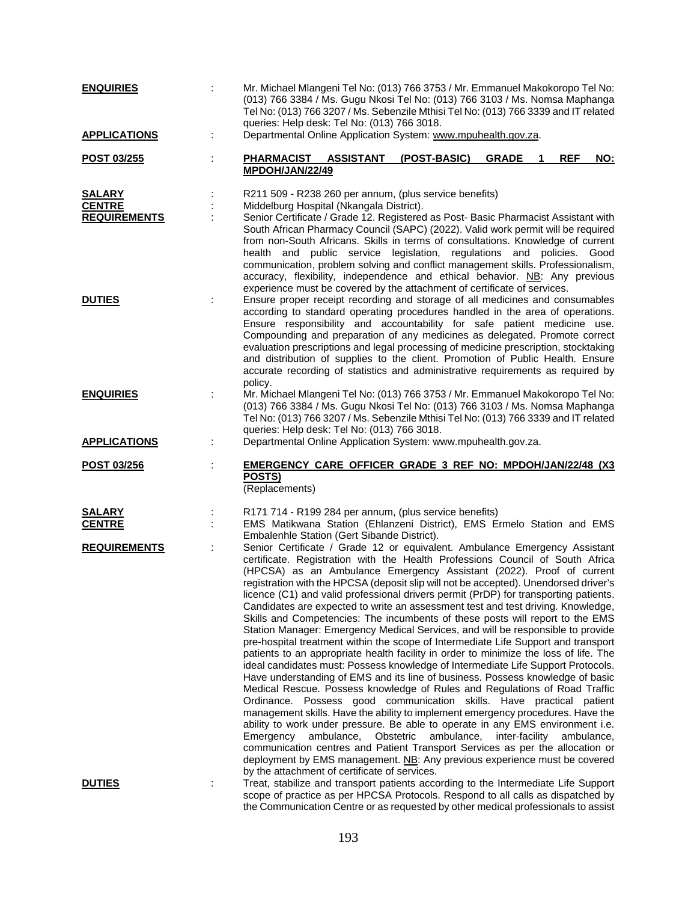**ENQUIRIES** : Mr. Michael Mlangeni Tel No: (013) 766 3753 / Mr. Emmanuel Makokoropo Tel No: (013) 766 3384 / Ms. Gugu Nkosi Tel No: (013) 766 3103 / Ms. Nomsa Maphanga Tel No: (013) 766 3207 / Ms. Sebenzile Mthisi Tel No: (013) 766 3339 and IT related queries: Help desk: Tel No: (013) 766 3018.

**APPLICATIONS** : Departmental Online Application System: www.mpuhealth.gov.za.

**POST 03/255** : **PHARMACIST ASSISTANT (POST-BASIC) GRADE 1 REF NO: MPDOH/JAN/22/49**

**SALARY** : R211 509 - R238 260 per annum, (plus service benefits)

**CENTRE** : Middelburg Hospital (Nkangala District).

**REQUIREMENTS** : Senior Certificate / Grade 12. Registered as Post- Basic Pharmacist Assistant with South African Pharmacy Council (SAPC) (2022). Valid work permit will be required from non-South Africans. Skills in terms of consultations. Knowledge of current health and public service legislation, regulations and policies. Good communication, problem solving and conflict management skills. Professionalism, accuracy, flexibility, independence and ethical behavior. NB: Any previous experience must be covered by the attachment of certificate of services.

**DUTIES** : Ensure proper receipt recording and storage of all medicines and consumables according to standard operating procedures handled in the area of operations. Ensure responsibility and accountability for safe patient medicine use. Compounding and preparation of any medicines as delegated. Promote correct evaluation prescriptions and legal processing of medicine prescription, stocktaking and distribution of supplies to the client. Promotion of Public Health. Ensure accurate recording of statistics and administrative requirements as required by policy.

**ENQUIRIES** : Mr. Michael Mlangeni Tel No: (013) 766 3753 / Mr. Emmanuel Makokoropo Tel No: (013) 766 3384 / Ms. Gugu Nkosi Tel No: (013) 766 3103 / Ms. Nomsa Maphanga Tel No: (013) 766 3207 / Ms. Sebenzile Mthisi Tel No: (013) 766 3339 and IT related queries: Help desk: Tel No: (013) 766 3018.

**APPLICATIONS** : Departmental Online Application System: www.mpuhealth.gov.za.

**POST 03/256** : **EMERGENCY CARE OFFICER GRADE 3 REF NO: MPDOH/JAN/22/48 (X3 POSTS)**
(Replacements)

**SALARY** : R171 714 - R199 284 per annum, (plus service benefits)

**CENTRE** : EMS Matikwana Station (Ehlanzeni District), EMS Ermelo Station and EMS Embalenhle Station (Gert Sibande District).

**REQUIREMENTS** : Senior Certificate / Grade 12 or equivalent. Ambulance Emergency Assistant certificate. Registration with the Health Professions Council of South Africa (HPCSA) as an Ambulance Emergency Assistant (2022). Proof of current registration with the HPCSA (deposit slip will not be accepted). Unendorsed driver's licence (C1) and valid professional drivers permit (PrDP) for transporting patients. Candidates are expected to write an assessment test and test driving. Knowledge, Skills and Competencies: The incumbents of these posts will report to the EMS Station Manager: Emergency Medical Services, and will be responsible to provide pre-hospital treatment within the scope of Intermediate Life Support and transport patients to an appropriate health facility in order to minimize the loss of life. The ideal candidates must: Possess knowledge of Intermediate Life Support Protocols. Have understanding of EMS and its line of business. Possess knowledge of basic Medical Rescue. Possess knowledge of Rules and Regulations of Road Traffic Ordinance. Possess good communication skills. Have practical patient management skills. Have the ability to implement emergency procedures. Have the ability to work under pressure. Be able to operate in any EMS environment i.e. Emergency ambulance, Obstetric ambulance, inter-facility ambulance, communication centres and Patient Transport Services as per the allocation or deployment by EMS management. NB: Any previous experience must be covered by the attachment of certificate of services.

**DUTIES** : Treat, stabilize and transport patients according to the Intermediate Life Support scope of practice as per HPCSA Protocols. Respond to all calls as dispatched by the Communication Centre or as requested by other medical professionals to assist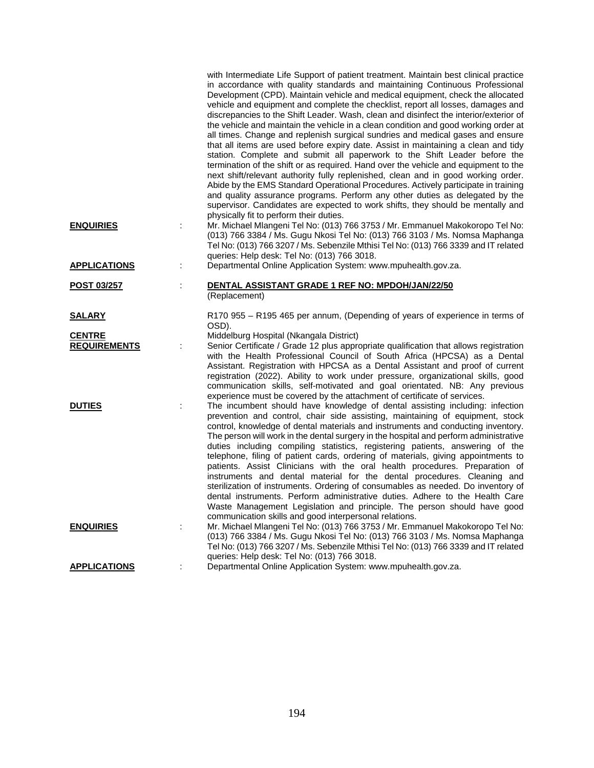with Intermediate Life Support of patient treatment. Maintain best clinical practice in accordance with quality standards and maintaining Continuous Professional Development (CPD). Maintain vehicle and medical equipment, check the allocated vehicle and equipment and complete the checklist, report all losses, damages and discrepancies to the Shift Leader. Wash, clean and disinfect the interior/exterior of the vehicle and maintain the vehicle in a clean condition and good working order at all times. Change and replenish surgical sundries and medical gases and ensure that all items are used before expiry date. Assist in maintaining a clean and tidy station. Complete and submit all paperwork to the Shift Leader before the termination of the shift or as required. Hand over the vehicle and equipment to the next shift/relevant authority fully replenished, clean and in good working order. Abide by the EMS Standard Operational Procedures. Actively participate in training and quality assurance programs. Perform any other duties as delegated by the supervisor. Candidates are expected to work shifts, they should be mentally and physically fit to perform their duties.

**ENQUIRIES** : Mr. Michael Mlangeni Tel No: (013) 766 3753 / Mr. Emmanuel Makokoropo Tel No: (013) 766 3384 / Ms. Gugu Nkosi Tel No: (013) 766 3103 / Ms. Nomsa Maphanga Tel No: (013) 766 3207 / Ms. Sebenzile Mthisi Tel No: (013) 766 3339 and IT related queries: Help desk: Tel No: (013) 766 3018.

**APPLICATIONS** : Departmental Online Application System: www.mpuhealth.gov.za.

**POST 03/257** : **DENTAL ASSISTANT GRADE 1 REF NO: MPDOH/JAN/22/50**
(Replacement)

**SALARY** R170 955 – R195 465 per annum, (Depending of years of experience in terms of OSD).

**CENTRE** Middelburg Hospital (Nkangala District)

**REQUIREMENTS** : Senior Certificate / Grade 12 plus appropriate qualification that allows registration with the Health Professional Council of South Africa (HPCSA) as a Dental Assistant. Registration with HPCSA as a Dental Assistant and proof of current registration (2022). Ability to work under pressure, organizational skills, good communication skills, self-motivated and goal orientated. NB: Any previous experience must be covered by the attachment of certificate of services.

**DUTIES** : The incumbent should have knowledge of dental assisting including: infection prevention and control, chair side assisting, maintaining of equipment, stock control, knowledge of dental materials and instruments and conducting inventory. The person will work in the dental surgery in the hospital and perform administrative duties including compiling statistics, registering patients, answering of the telephone, filing of patient cards, ordering of materials, giving appointments to patients. Assist Clinicians with the oral health procedures. Preparation of instruments and dental material for the dental procedures. Cleaning and sterilization of instruments. Ordering of consumables as needed. Do inventory of dental instruments. Perform administrative duties. Adhere to the Health Care Waste Management Legislation and principle. The person should have good communication skills and good interpersonal relations.

**ENQUIRIES** : Mr. Michael Mlangeni Tel No: (013) 766 3753 / Mr. Emmanuel Makokoropo Tel No: (013) 766 3384 / Ms. Gugu Nkosi Tel No: (013) 766 3103 / Ms. Nomsa Maphanga Tel No: (013) 766 3207 / Ms. Sebenzile Mthisi Tel No: (013) 766 3339 and IT related queries: Help desk: Tel No: (013) 766 3018.

**APPLICATIONS** : Departmental Online Application System: www.mpuhealth.gov.za.